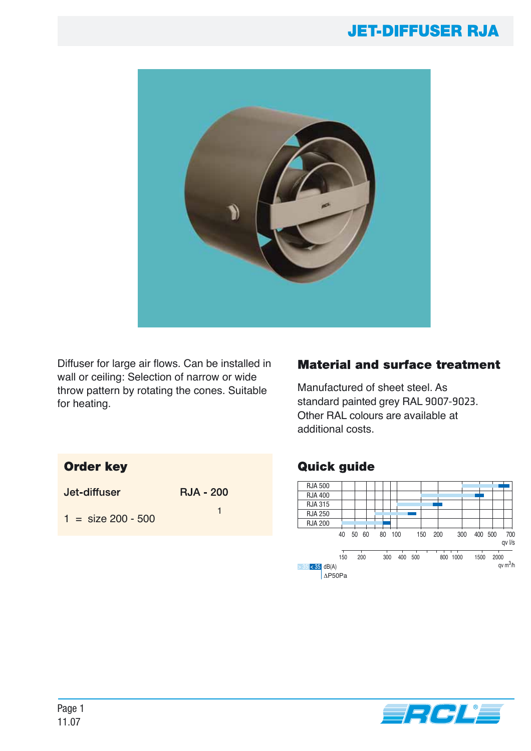# JET-DIFFUSER RJA

Diffuser for large air flows. Can be installed in wall or ceiling: Selection of narrow or wide throw pattern by rotating the cones. Suitable for heating.

## Material and surface treatment

Manufactured of sheet steel. As standard painted grey RAL 9007-9023. Other RAL colours are available at additional costs.

## Order key

| Jet-diffuser | RJA - 200 |
|---|---|
| | 1 |

1 = size 200 - 500

## Quick guide

RJA 500
RJA 400
RJA 315
RJA 250
RJA 200

qv l/s: 40 50 60 80 100 150 200 300 400 500 700

qv m³/h: 150 200 300 400 500 800 1000 1500 2000

> 35 < 35 dB(A)

ΔP50Pa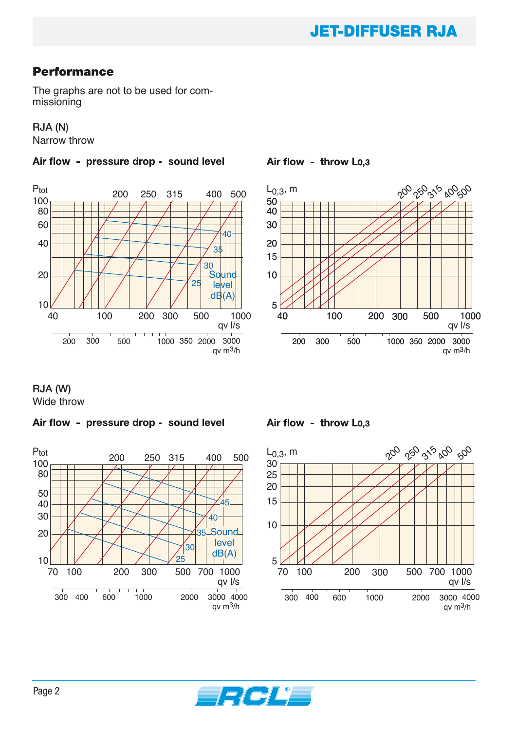## Performance

The graphs are not to be used for commissioning

### RJA (N)

Narrow throw

**Air flow - pressure drop - sound level**

**Air flow - throw $L_{0,3}$**

### RJA (W)

Wide throw

**Air flow - pressure drop - sound level**

**Air flow - throw $L_{0,3}$**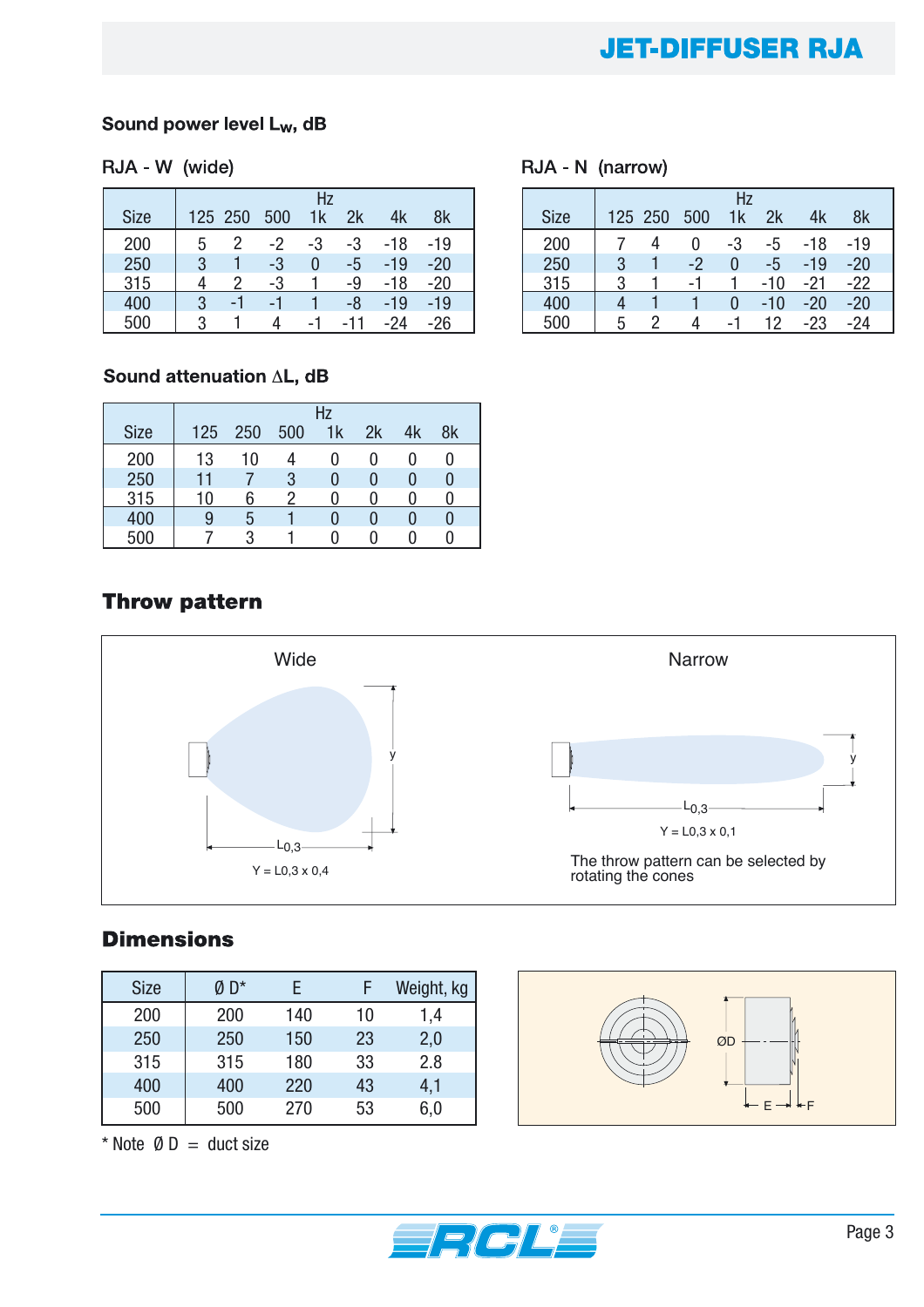# JET-DIFFUSER RJA

### Sound power level $L_W$, dB

RJA - W (wide)

| Size | 125 | 250 | 500 | 1k | 2k | 4k | 8k |
|---|---|---|---|---|---|---|---|
| 200 | 5 | 2 | -2 | -3 | -3 | -18 | -19 |
| 250 | 3 | 1 | -3 | 0 | -5 | -19 | -20 |
| 315 | 4 | 2 | -3 | 1 | -9 | -18 | -20 |
| 400 | 3 | -1 | -1 | 1 | -8 | -19 | -19 |
| 500 | 3 | 1 | 4 | -1 | -11 | -24 | -26 |

RJA - N (narrow)

| Size | 125 | 250 | 500 | 1k | 2k | 4k | 8k |
|---|---|---|---|---|---|---|---|
| 200 | 7 | 4 | 0 | -3 | -5 | -18 | -19 |
| 250 | 3 | 1 | -2 | 0 | -5 | -19 | -20 |
| 315 | 3 | 1 | -1 | 1 | -10 | -21 | -22 |
| 400 | 4 | 1 | 1 | 0 | -10 | -20 | -20 |
| 500 | 5 | 2 | 4 | -1 | 12 | -23 | -24 |

### Sound attenuation $\Delta L$, dB

| Size | 125 | 250 | 500 | 1k | 2k | 4k | 8k |
|---|---|---|---|---|---|---|---|
| 200 | 13 | 10 | 4 | 0 | 0 | 0 | 0 |
| 250 | 11 | 7 | 3 | 0 | 0 | 0 | 0 |
| 315 | 10 | 6 | 2 | 0 | 0 | 0 | 0 |
| 400 | 9 | 5 | 1 | 0 | 0 | 0 | 0 |
| 500 | 7 | 3 | 1 | 0 | 0 | 0 | 0 |

## Throw pattern

Wide

$Y = L_{0,3} \times 0,4$

Narrow

$Y = L_{0,3} \times 0,1$

The throw pattern can be selected by rotating the cones

## Dimensions

| Size | Ø D* | E | F | Weight, kg |
|---|---|---|---|---|
| 200 | 200 | 140 | 10 | 1,4 |
| 250 | 250 | 150 | 23 | 2,0 |
| 315 | 315 | 180 | 33 | 2.8 |
| 400 | 400 | 220 | 43 | 4,1 |
| 500 | 500 | 270 | 53 | 6,0 |

* Note Ø D = duct size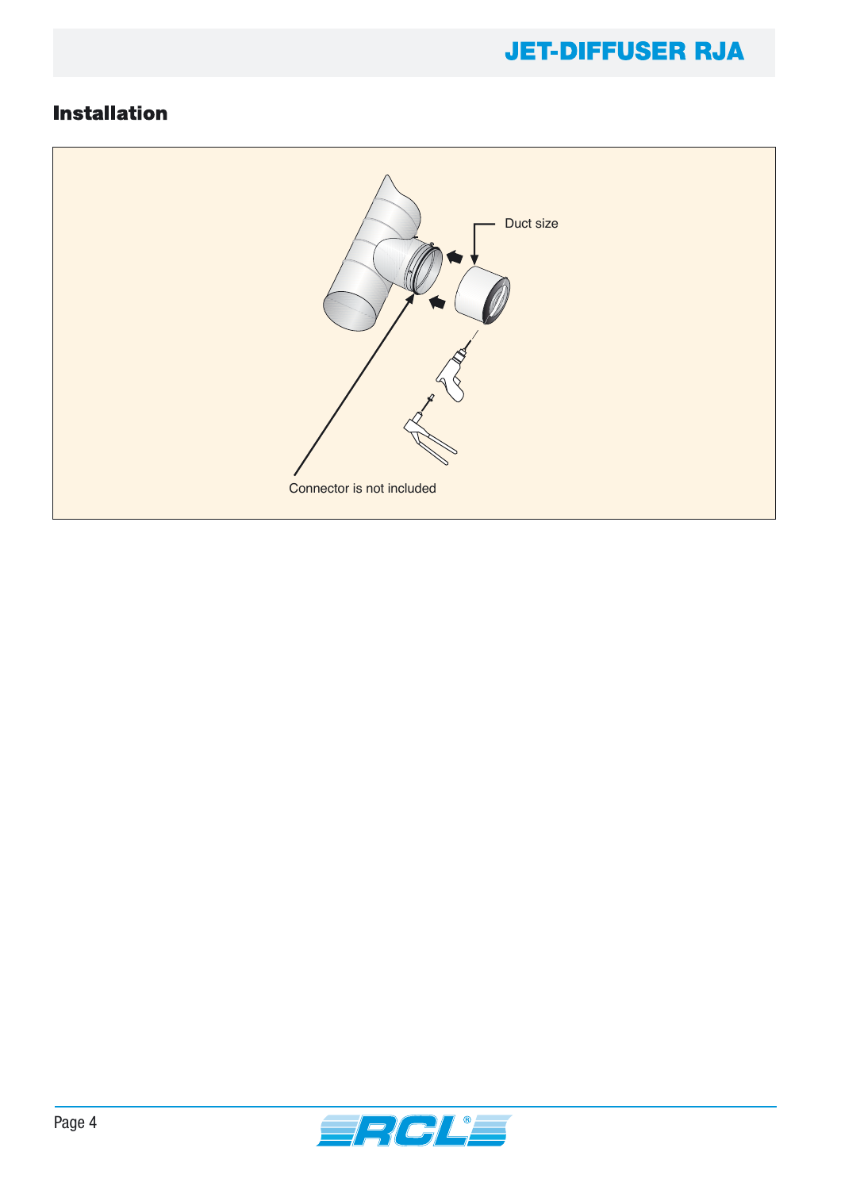## Installation

Duct size

Connector is not included